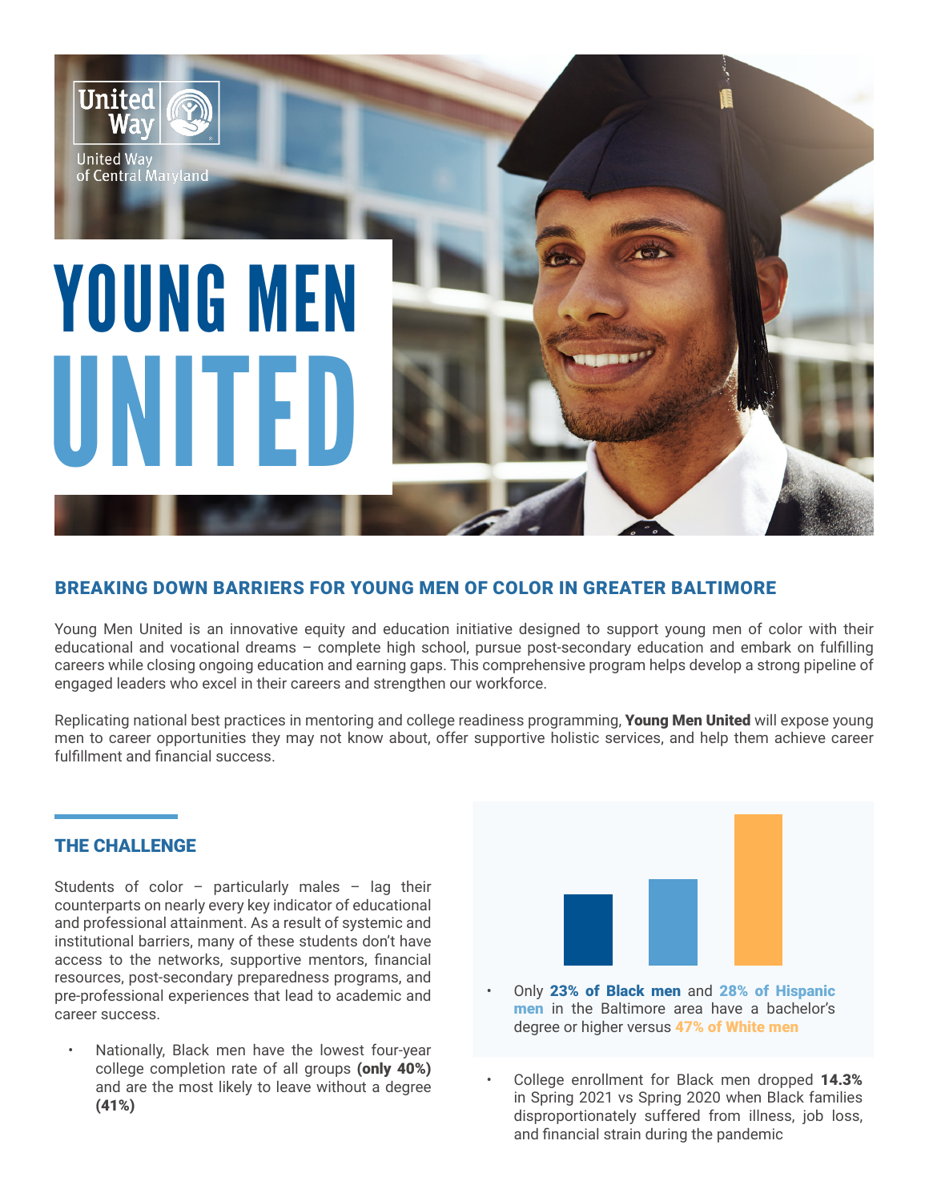United Way of Central Maryland

# YOUNG MEN UNITED

## BREAKING DOWN BARRIERS FOR YOUNG MEN OF COLOR IN GREATER BALTIMORE

Young Men United is an innovative equity and education initiative designed to support young men of color with their educational and vocational dreams – complete high school, pursue post-secondary education and embark on fulfilling careers while closing ongoing education and earning gaps. This comprehensive program helps develop a strong pipeline of engaged leaders who excel in their careers and strengthen our workforce.

Replicating national best practices in mentoring and college readiness programming, **Young Men United** will expose young men to career opportunities they may not know about, offer supportive holistic services, and help them achieve career fulfillment and financial success.

## THE CHALLENGE

Students of color – particularly males – lag their counterparts on nearly every key indicator of educational and professional attainment. As a result of systemic and institutional barriers, many of these students don't have access to the networks, supportive mentors, financial resources, post-secondary preparedness programs, and pre-professional experiences that lead to academic and career success.

- Nationally, Black men have the lowest four-year college completion rate of all groups **(only 40%)** and are the most likely to leave without a degree **(41%)**
- Only **23% of Black men** and **28% of Hispanic men** in the Baltimore area have a bachelor's degree or higher versus **47% of White men**
- College enrollment for Black men dropped **14.3%** in Spring 2021 vs Spring 2020 when Black families disproportionately suffered from illness, job loss, and financial strain during the pandemic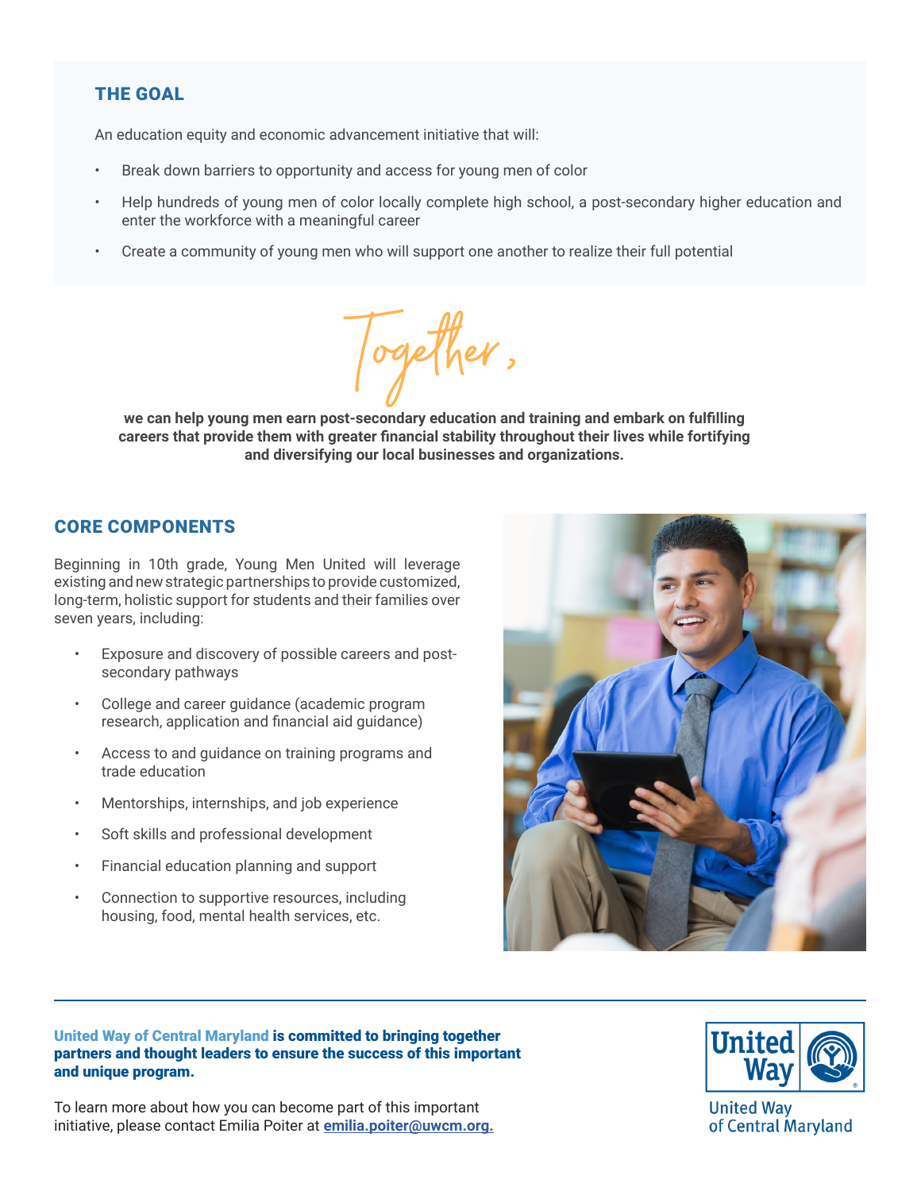## THE GOAL

An education equity and economic advancement initiative that will:

- Break down barriers to opportunity and access for young men of color
- Help hundreds of young men of color locally complete high school, a post-secondary higher education and enter the workforce with a meaningful career
- Create a community of young men who will support one another to realize their full potential

*Together,*

**we can help young men earn post-secondary education and training and embark on fulfilling careers that provide them with greater financial stability throughout their lives while fortifying and diversifying our local businesses and organizations.**

## CORE COMPONENTS

Beginning in 10th grade, Young Men United will leverage existing and new strategic partnerships to provide customized, long-term, holistic support for students and their families over seven years, including:

- Exposure and discovery of possible careers and post-secondary pathways
- College and career guidance (academic program research, application and financial aid guidance)
- Access to and guidance on training programs and trade education
- Mentorships, internships, and job experience
- Soft skills and professional development
- Financial education planning and support
- Connection to supportive resources, including housing, food, mental health services, etc.

**United Way of Central Maryland is committed to bringing together partners and thought leaders to ensure the success of this important and unique program.**

To learn more about how you can become part of this important initiative, please contact Emilia Poiter at emilia.poiter@uwcm.org.

United Way of Central Maryland